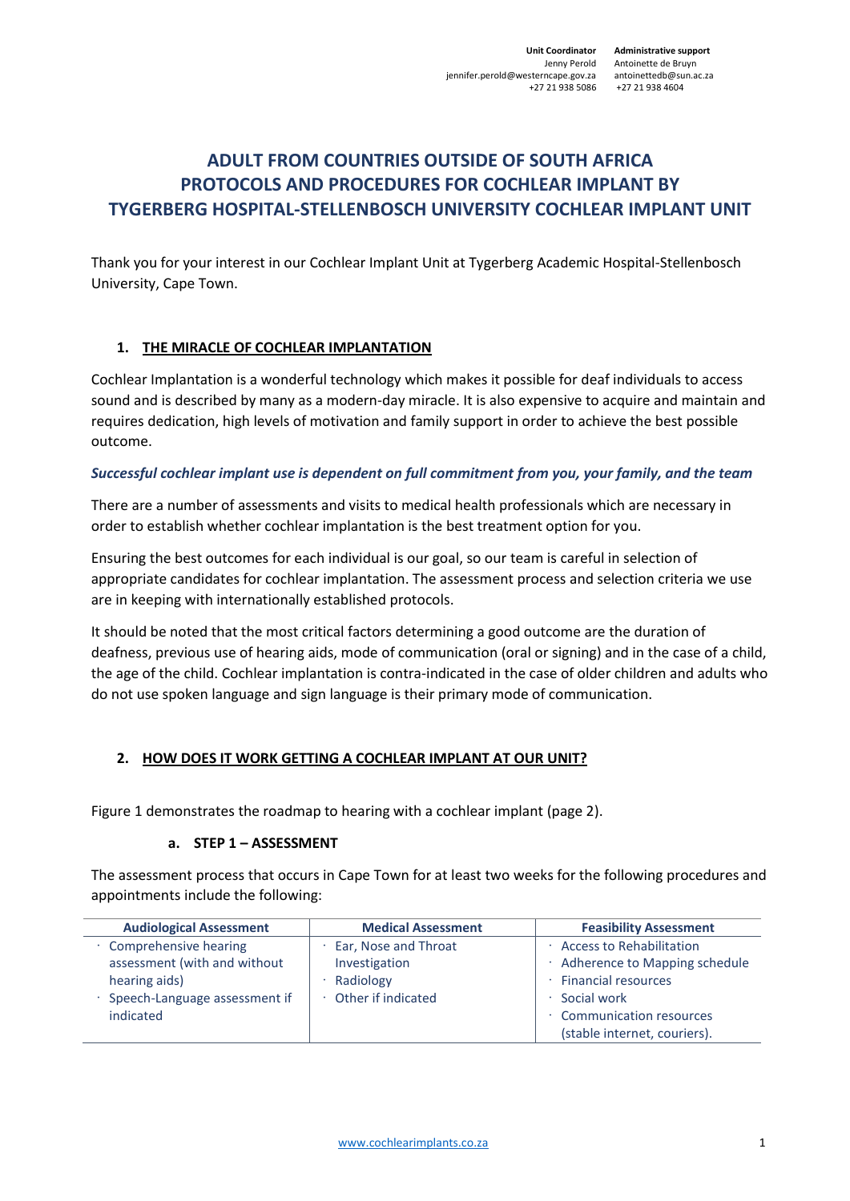| Unit Coordinator | Administrative support |
| --- | --- |
| Jenny Perold | Antoinette de Bruyn |
| jennifer.perold@westerncape.gov.za | antoinettedb@sun.ac.za |
| +27 21 938 5086 | +27 21 938 4604 |

# ADULT FROM COUNTRIES OUTSIDE OF SOUTH AFRICA PROTOCOLS AND PROCEDURES FOR COCHLEAR IMPLANT BY TYGERBERG HOSPITAL-STELLENBOSCH UNIVERSITY COCHLEAR IMPLANT UNIT

Thank you for your interest in our Cochlear Implant Unit at Tygerberg Academic Hospital-Stellenbosch University, Cape Town.

## 1. THE MIRACLE OF COCHLEAR IMPLANTATION

Cochlear Implantation is a wonderful technology which makes it possible for deaf individuals to access sound and is described by many as a modern-day miracle. It is also expensive to acquire and maintain and requires dedication, high levels of motivation and family support in order to achieve the best possible outcome.

***Successful cochlear implant use is dependent on full commitment from you, your family, and the team***

There are a number of assessments and visits to medical health professionals which are necessary in order to establish whether cochlear implantation is the best treatment option for you.

Ensuring the best outcomes for each individual is our goal, so our team is careful in selection of appropriate candidates for cochlear implantation. The assessment process and selection criteria we use are in keeping with internationally established protocols.

It should be noted that the most critical factors determining a good outcome are the duration of deafness, previous use of hearing aids, mode of communication (oral or signing) and in the case of a child, the age of the child. Cochlear implantation is contra-indicated in the case of older children and adults who do not use spoken language and sign language is their primary mode of communication.

## 2. HOW DOES IT WORK GETTING A COCHLEAR IMPLANT AT OUR UNIT?

Figure 1 demonstrates the roadmap to hearing with a cochlear implant (page 2).

### a. STEP 1 – ASSESSMENT

The assessment process that occurs in Cape Town for at least two weeks for the following procedures and appointments include the following:

| Audiological Assessment | Medical Assessment | Feasibility Assessment |
| --- | --- | --- |
| · Comprehensive hearing assessment (with and without hearing aids)<br>· Speech-Language assessment if indicated | · Ear, Nose and Throat Investigation<br>· Radiology<br>· Other if indicated | · Access to Rehabilitation<br>· Adherence to Mapping schedule<br>· Financial resources<br>· Social work<br>· Communication resources (stable internet, couriers). |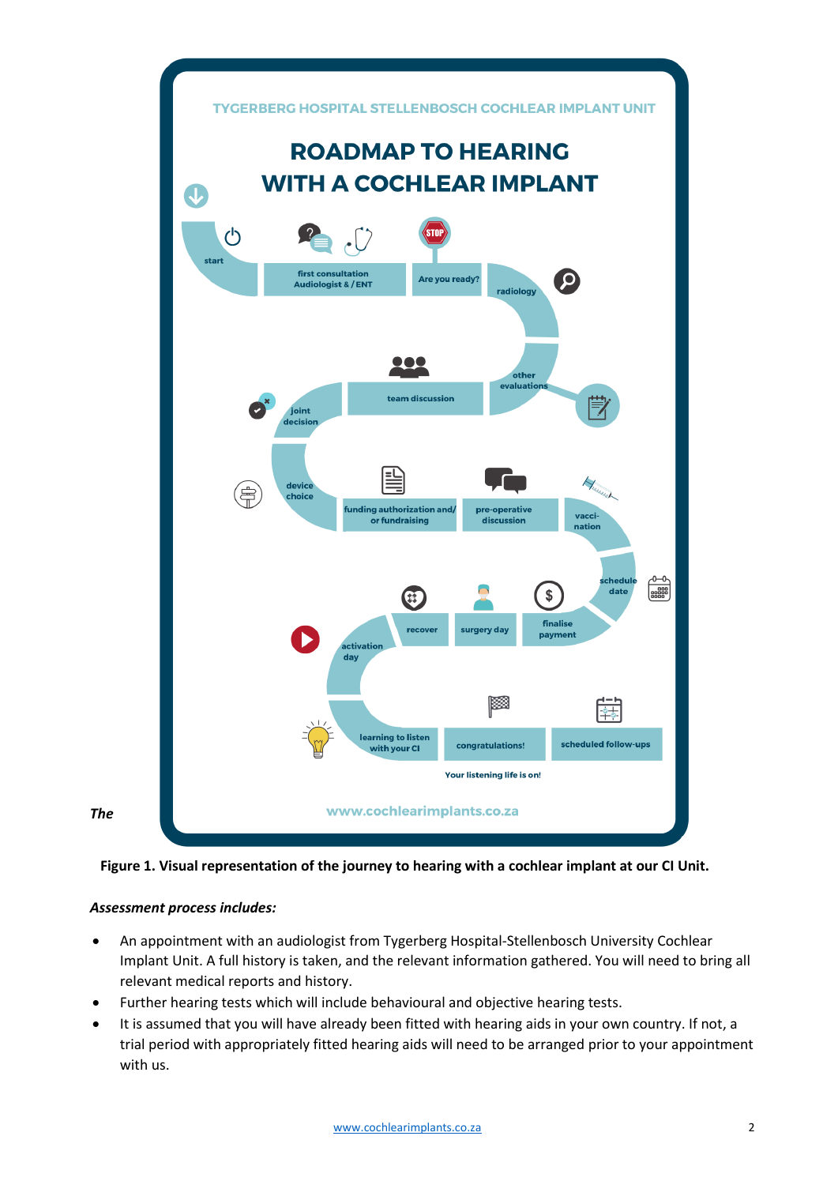TYGERBERG HOSPITAL STELLENBOSCH COCHLEAR IMPLANT UNIT

# ROADMAP TO HEARING WITH A COCHLEAR IMPLANT

start

first consultation Audiologist & / ENT

Are you ready?

radiology

other evaluations

team discussion

joint decision

device choice

funding authorization and/ or fundraising

pre-operative discussion

vacci-nation

schedule date

finalise payment

surgery day

recover

activation day

learning to listen with your CI

congratulations!

scheduled follow-ups

Your listening life is on!

www.cochlearimplants.co.za

*The*

**Figure 1. Visual representation of the journey to hearing with a cochlear implant at our CI Unit.**

***Assessment process includes:***

- An appointment with an audiologist from Tygerberg Hospital-Stellenbosch University Cochlear Implant Unit. A full history is taken, and the relevant information gathered. You will need to bring all relevant medical reports and history.
- Further hearing tests which will include behavioural and objective hearing tests.
- It is assumed that you will have already been fitted with hearing aids in your own country. If not, a trial period with appropriately fitted hearing aids will need to be arranged prior to your appointment with us.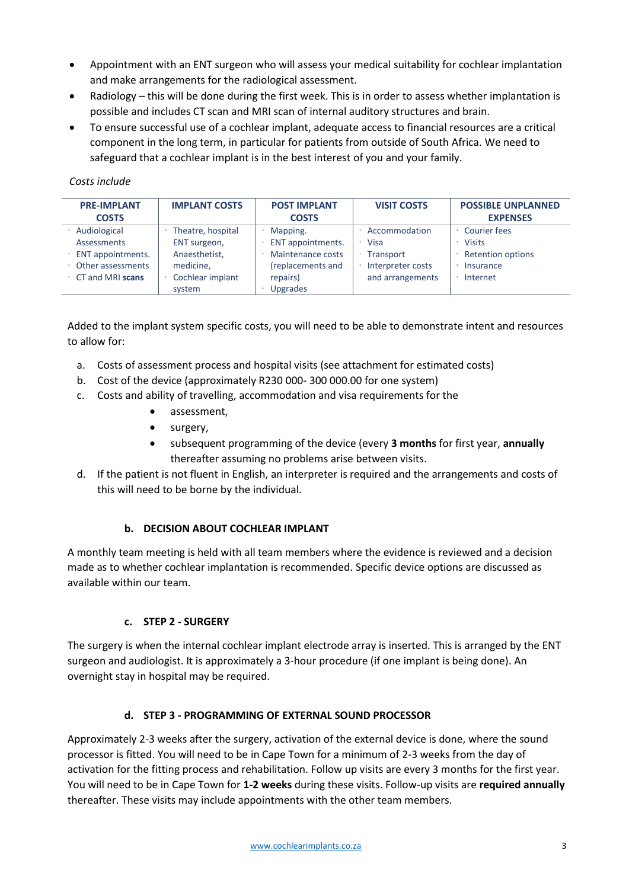- Appointment with an ENT surgeon who will assess your medical suitability for cochlear implantation and make arrangements for the radiological assessment.
- Radiology – this will be done during the first week. This is in order to assess whether implantation is possible and includes CT scan and MRI scan of internal auditory structures and brain.
- To ensure successful use of a cochlear implant, adequate access to financial resources are a critical component in the long term, in particular for patients from outside of South Africa. We need to safeguard that a cochlear implant is in the best interest of you and your family.

*Costs include*

| PRE-IMPLANT COSTS | IMPLANT COSTS | POST IMPLANT COSTS | VISIT COSTS | POSSIBLE UNPLANNED EXPENSES |
|---|---|---|---|---|
| · Audiological Assessments<br>· ENT appointments.<br>· Other assessments<br>· CT and MRI **scans** | · Theatre, hospital ENT surgeon, Anaesthetist, medicine,<br>· Cochlear implant system | · Mapping.<br>· ENT appointments.<br>· Maintenance costs (replacements and repairs)<br>· Upgrades | · Accommodation<br>· Visa<br>· Transport<br>· Interpreter costs and arrangements | · Courier fees<br>· Visits<br>· Retention options<br>· Insurance<br>· Internet |

Added to the implant system specific costs, you will need to be able to demonstrate intent and resources to allow for:

a. Costs of assessment process and hospital visits (see attachment for estimated costs)
b. Cost of the device (approximately R230 000- 300 000.00 for one system)
c. Costs and ability of travelling, accommodation and visa requirements for the
    - assessment,
    - surgery,
    - subsequent programming of the device (every **3 months** for first year, **annually** thereafter assuming no problems arise between visits.
d. If the patient is not fluent in English, an interpreter is required and the arrangements and costs of this will need to be borne by the individual.

### b. DECISION ABOUT COCHLEAR IMPLANT

A monthly team meeting is held with all team members where the evidence is reviewed and a decision made as to whether cochlear implantation is recommended. Specific device options are discussed as available within our team.

### c. STEP 2 - SURGERY

The surgery is when the internal cochlear implant electrode array is inserted. This is arranged by the ENT surgeon and audiologist. It is approximately a 3-hour procedure (if one implant is being done). An overnight stay in hospital may be required.

### d. STEP 3 - PROGRAMMING OF EXTERNAL SOUND PROCESSOR

Approximately 2-3 weeks after the surgery, activation of the external device is done, where the sound processor is fitted. You will need to be in Cape Town for a minimum of 2-3 weeks from the day of activation for the fitting process and rehabilitation. Follow up visits are every 3 months for the first year. You will need to be in Cape Town for **1-2 weeks** during these visits. Follow-up visits are **required annually** thereafter. These visits may include appointments with the other team members.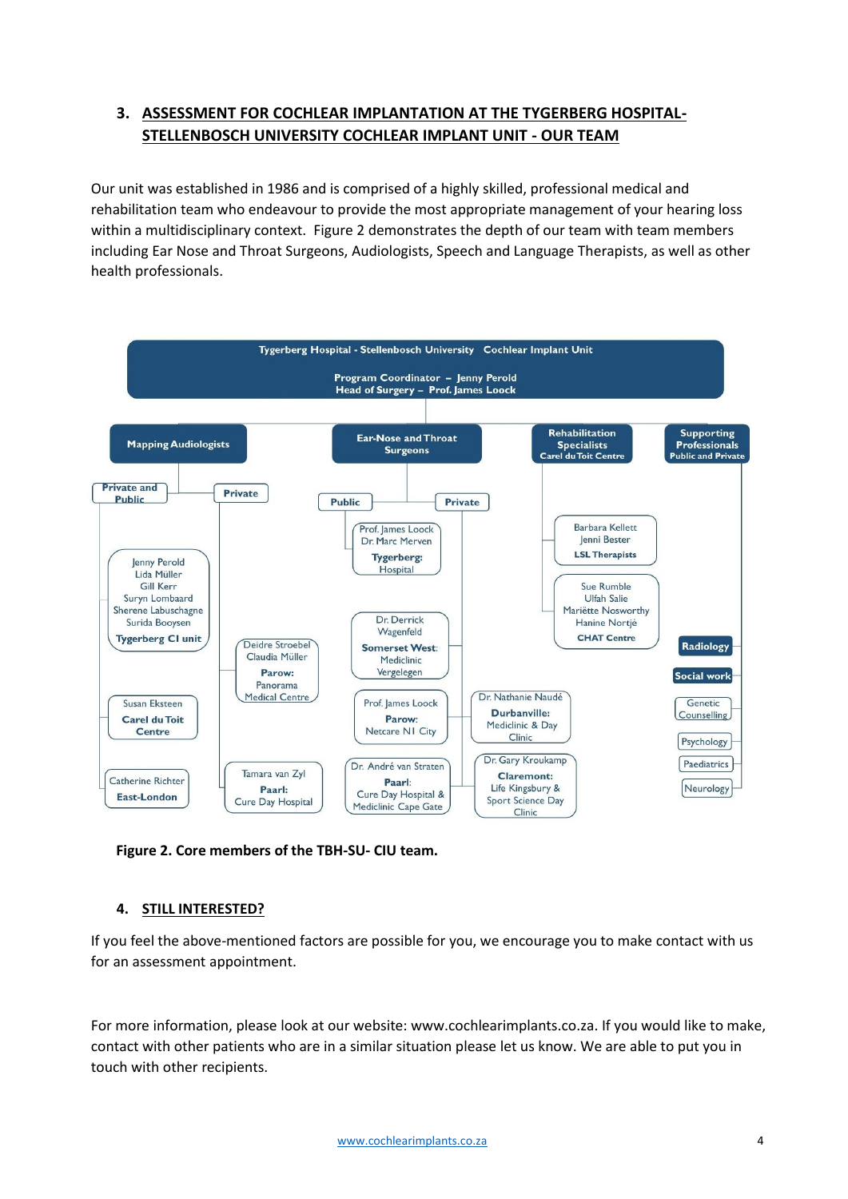## 3. ASSESSMENT FOR COCHLEAR IMPLANTATION AT THE TYGERBERG HOSPITAL-STELLENBOSCH UNIVERSITY COCHLEAR IMPLANT UNIT - OUR TEAM

Our unit was established in 1986 and is comprised of a highly skilled, professional medical and rehabilitation team who endeavour to provide the most appropriate management of your hearing loss within a multidisciplinary context. Figure 2 demonstrates the depth of our team with team members including Ear Nose and Throat Surgeons, Audiologists, Speech and Language Therapists, as well as other health professionals.

Tygerberg Hospital - Stellenbosch University Cochlear Implant Unit

Program Coordinator – Jenny Perold

Head of Surgery – Prof. James Loock

Mapping Audiologists

Private and Public

Jenny Perold
Lida Müller
Gill Kerr
Suryn Lombaard
Sherene Labuschagne
Surida Booysen
Tygerberg CI unit

Susan Eksteen
Carel du Toit Centre

Catherine Richter
East-London

Private

Deirdre Stroebel
Claudia Müller
Parow: Panorama Medical Centre

Tamara van Zyl
Paarl: Cure Day Hospital

Ear-Nose and Throat Surgeons

Public

Prof. James Loock
Dr. Marc Merven
Tygerberg: Hospital

Private

Dr. Derrick Wagenfeld
Somerset West: Mediclinic Vergelegen

Prof. James Loock
Parow: Netcare N1 City

Dr. André van Straten
Paarl: Cure Day Hospital & Mediclinic Cape Gate

Dr. Nathanie Naudé
Durbanville: Mediclinic & Day Clinic

Dr. Gary Kroukamp
Claremont: Life Kingsbury & Sport Science Day Clinic

Rehabilitation Specialists
Carel du Toit Centre

Barbara Kellett
Jenni Bester
LSL Therapists

Sue Rumble
Ulfah Salie
Mariëtte Nosworthy
Hanine Nortjé
CHAT Centre

Supporting Professionals
Public and Private

Radiology

Social work

Genetic Counselling

Psychology

Paediatrics

Neurology

**Figure 2. Core members of the TBH-SU- CIU team.**

## 4. STILL INTERESTED?

If you feel the above-mentioned factors are possible for you, we encourage you to make contact with us for an assessment appointment.

For more information, please look at our website: www.cochlearimplants.co.za. If you would like to make, contact with other patients who are in a similar situation please let us know. We are able to put you in touch with other recipients.